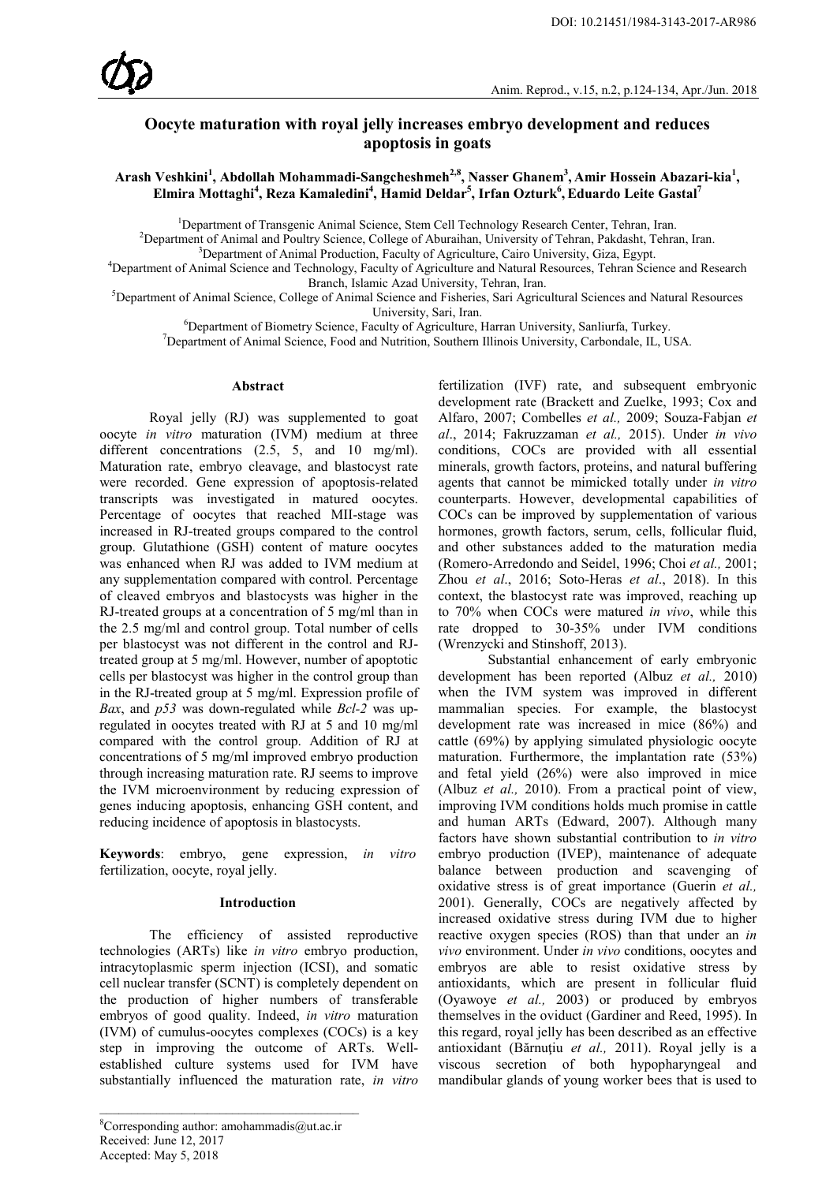# Oocyte maturation with royal jelly increases embryo development and reduces apoptosis in goats

**Arash Veshkini[1], Abdollah Mohammadi-Sangcheshmeh[2,8], Nasser Ghanem[3], Amir Hossein Abazari-kia[1], Elmira Mottaghi[4], Reza Kamaledini[4], Hamid Deldar[5], Irfan Ozturk[6], Eduardo Leite Gastal[7]**

[1]Department of Transgenic Animal Science, Stem Cell Technology Research Center, Tehran, Iran.
[2]Department of Animal and Poultry Science, College of Aburaihan, University of Tehran, Pakdasht, Tehran, Iran.
[3]Department of Animal Production, Faculty of Agriculture, Cairo University, Giza, Egypt.
[4]Department of Animal Science and Technology, Faculty of Agriculture and Natural Resources, Tehran Science and Research Branch, Islamic Azad University, Tehran, Iran.
[5]Department of Animal Science, College of Animal Science and Fisheries, Sari Agricultural Sciences and Natural Resources University, Sari, Iran.
[6]Department of Biometry Science, Faculty of Agriculture, Harran University, Sanliurfa, Turkey.
[7]Department of Animal Science, Food and Nutrition, Southern Illinois University, Carbondale, IL, USA.

## Abstract

Royal jelly (RJ) was supplemented to goat oocyte *in vitro* maturation (IVM) medium at three different concentrations (2.5, 5, and 10 mg/ml). Maturation rate, embryo cleavage, and blastocyst rate were recorded. Gene expression of apoptosis-related transcripts was investigated in matured oocytes. Percentage of oocytes that reached MII-stage was increased in RJ-treated groups compared to the control group. Glutathione (GSH) content of mature oocytes was enhanced when RJ was added to IVM medium at any supplementation compared with control. Percentage of cleaved embryos and blastocysts was higher in the RJ-treated groups at a concentration of 5 mg/ml than in the 2.5 mg/ml and control group. Total number of cells per blastocyst was not different in the control and RJ-treated group at 5 mg/ml. However, number of apoptotic cells per blastocyst was higher in the control group than in the RJ-treated group at 5 mg/ml. Expression profile of *Bax*, and *p53* was down-regulated while *Bcl-2* was up-regulated in oocytes treated with RJ at 5 and 10 mg/ml compared with the control group. Addition of RJ at concentrations of 5 mg/ml improved embryo production through increasing maturation rate. RJ seems to improve the IVM microenvironment by reducing expression of genes inducing apoptosis, enhancing GSH content, and reducing incidence of apoptosis in blastocysts.

**Keywords**: embryo, gene expression, *in vitro* fertilization, oocyte, royal jelly.

## Introduction

The efficiency of assisted reproductive technologies (ARTs) like *in vitro* embryo production, intracytoplasmic sperm injection (ICSI), and somatic cell nuclear transfer (SCNT) is completely dependent on the production of higher numbers of transferable embryos of good quality. Indeed, *in vitro* maturation (IVM) of cumulus-oocytes complexes (COCs) is a key step in improving the outcome of ARTs. Well-established culture systems used for IVM have substantially influenced the maturation rate, *in vitro* fertilization (IVF) rate, and subsequent embryonic development rate (Brackett and Zuelke, 1993; Cox and Alfaro, 2007; Combelles *et al.,* 2009; Souza-Fabjan *et al*., 2014; Fakruzzaman *et al.,* 2015). Under *in vivo* conditions, COCs are provided with all essential minerals, growth factors, proteins, and natural buffering agents that cannot be mimicked totally under *in vitro* counterparts. However, developmental capabilities of COCs can be improved by supplementation of various hormones, growth factors, serum, cells, follicular fluid, and other substances added to the maturation media (Romero-Arredondo and Seidel, 1996; Choi *et al.,* 2001; Zhou *et al*., 2016; Soto-Heras *et al*., 2018). In this context, the blastocyst rate was improved, reaching up to 70% when COCs were matured *in vivo*, while this rate dropped to 30-35% under IVM conditions (Wrenzycki and Stinshoff, 2013).

Substantial enhancement of early embryonic development has been reported (Albuz *et al.,* 2010) when the IVM system was improved in different mammalian species. For example, the blastocyst development rate was increased in mice (86%) and cattle (69%) by applying simulated physiologic oocyte maturation. Furthermore, the implantation rate (53%) and fetal yield (26%) were also improved in mice (Albuz *et al.,* 2010). From a practical point of view, improving IVM conditions holds much promise in cattle and human ARTs (Edward, 2007). Although many factors have shown substantial contribution to *in vitro* embryo production (IVEP), maintenance of adequate balance between production and scavenging of oxidative stress is of great importance (Guerin *et al.,* 2001). Generally, COCs are negatively affected by increased oxidative stress during IVM due to higher reactive oxygen species (ROS) than that under an *in vivo* environment. Under *in vivo* conditions, oocytes and embryos are able to resist oxidative stress by antioxidants, which are present in follicular fluid (Oyawoye *et al.,* 2003) or produced by embryos themselves in the oviduct (Gardiner and Reed, 1995). In this regard, royal jelly has been described as an effective antioxidant (Bărnuţiu *et al.,* 2011). Royal jelly is a viscous secretion of both hypopharyngeal and mandibular glands of young worker bees that is used to

---

[8]Corresponding author: amohammadis@ut.ac.ir
Received: June 12, 2017
Accepted: May 5, 2018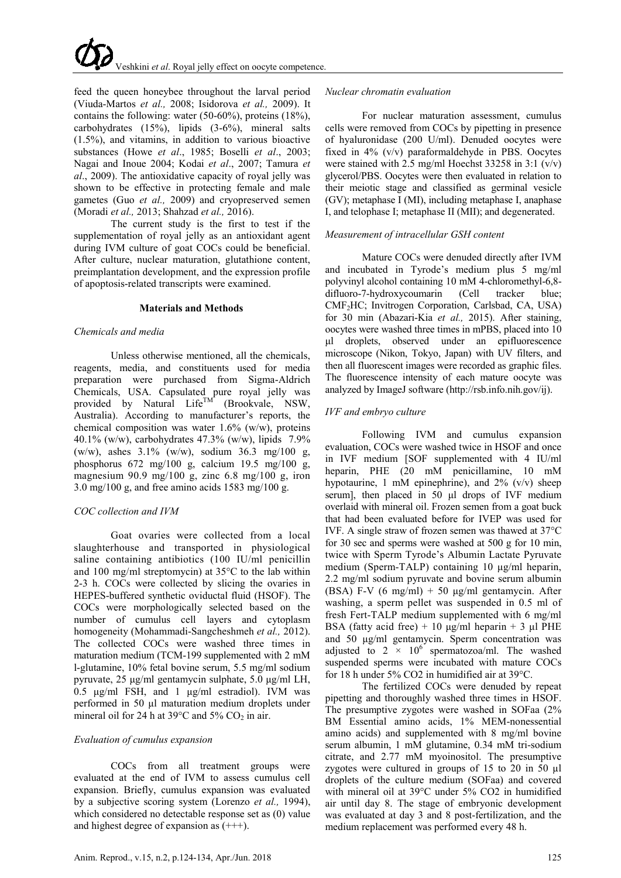feed the queen honeybee throughout the larval period (Viuda-Martos *et al.,* 2008; Isidorova *et al.,* 2009). It contains the following: water (50-60%), proteins (18%), carbohydrates (15%), lipids (3-6%), mineral salts (1.5%), and vitamins, in addition to various bioactive substances (Howe *et al*., 1985; Boselli *et al*., 2003; Nagai and Inoue 2004; Kodai *et al*., 2007; Tamura *et al*., 2009). The antioxidative capacity of royal jelly was shown to be effective in protecting female and male gametes (Guo *et al.,* 2009) and cryopreserved semen (Moradi *et al.,* 2013; Shahzad *et al.,* 2016).

The current study is the first to test if the supplementation of royal jelly as an antioxidant agent during IVM culture of goat COCs could be beneficial. After culture, nuclear maturation, glutathione content, preimplantation development, and the expression profile of apoptosis-related transcripts were examined.

## Materials and Methods

### *Chemicals and media*

Unless otherwise mentioned, all the chemicals, reagents, media, and constituents used for media preparation were purchased from Sigma-Aldrich Chemicals, USA. Capsulated pure royal jelly was provided by Natural Life™ (Brookvale, NSW, Australia). According to manufacturer's reports, the chemical composition was water 1.6% (w/w), proteins 40.1% (w/w), carbohydrates 47.3% (w/w), lipids 7.9% (w/w), ashes 3.1% (w/w), sodium 36.3 mg/100 g, phosphorus 672 mg/100 g, calcium 19.5 mg/100 g, magnesium 90.9 mg/100 g, zinc 6.8 mg/100 g, iron 3.0 mg/100 g, and free amino acids 1583 mg/100 g.

### *COC collection and IVM*

Goat ovaries were collected from a local slaughterhouse and transported in physiological saline containing antibiotics (100 IU/ml penicillin and 100 mg/ml streptomycin) at 35°C to the lab within 2-3 h. COCs were collected by slicing the ovaries in HEPES-buffered synthetic oviductal fluid (HSOF). The COCs were morphologically selected based on the number of cumulus cell layers and cytoplasm homogeneity (Mohammadi-Sangcheshmeh *et al.,* 2012). The collected COCs were washed three times in maturation medium (TCM-199 supplemented with 2 mM l-glutamine, 10% fetal bovine serum, 5.5 mg/ml sodium pyruvate, 25 µg/ml gentamycin sulphate, 5.0 µg/ml LH, 0.5 µg/ml FSH, and 1 µg/ml estradiol). IVM was performed in 50 µl maturation medium droplets under mineral oil for 24 h at 39°C and 5% $CO_2$ in air.

### *Evaluation of cumulus expansion*

COCs from all treatment groups were evaluated at the end of IVM to assess cumulus cell expansion. Briefly, cumulus expansion was evaluated by a subjective scoring system (Lorenzo *et al.,* 1994), which considered no detectable response set as (0) value and highest degree of expansion as (+++).

### *Nuclear chromatin evaluation*

For nuclear maturation assessment, cumulus cells were removed from COCs by pipetting in presence of hyaluronidase (200 U/ml). Denuded oocytes were fixed in 4% (v/v) paraformaldehyde in PBS. Oocytes were stained with 2.5 mg/ml Hoechst 33258 in 3:1 (v/v) glycerol/PBS. Oocytes were then evaluated in relation to their meiotic stage and classified as germinal vesicle (GV); metaphase I (MI), including metaphase I, anaphase I, and telophase I; metaphase II (MII); and degenerated.

### *Measurement of intracellular GSH content*

Mature COCs were denuded directly after IVM and incubated in Tyrode's medium plus 5 mg/ml polyvinyl alcohol containing 10 mM 4-chloromethyl-6,8-difluoro-7-hydroxycoumarin (Cell tracker blue; $CMF_2HC$; Invitrogen Corporation, Carlsbad, CA, USA) for 30 min (Abazari-Kia *et al.,* 2015). After staining, oocytes were washed three times in mPBS, placed into 10 µl droplets, observed under an epifluorescence microscope (Nikon, Tokyo, Japan) with UV filters, and then all fluorescent images were recorded as graphic files. The fluorescence intensity of each mature oocyte was analyzed by ImageJ software (http://rsb.info.nih.gov/ij).

### *IVF and embryo culture*

Following IVM and cumulus expansion evaluation, COCs were washed twice in HSOF and once in IVF medium [SOF supplemented with 4 IU/ml heparin, PHE (20 mM penicillamine, 10 mM hypotaurine, 1 mM epinephrine), and 2% (v/v) sheep serum], then placed in 50 µl drops of IVF medium overlaid with mineral oil. Frozen semen from a goat buck that had been evaluated before for IVEP was used for IVF. A single straw of frozen semen was thawed at 37°C for 30 sec and sperms were washed at 500 g for 10 min, twice with Sperm Tyrode's Albumin Lactate Pyruvate medium (Sperm-TALP) containing 10 µg/ml heparin, 2.2 mg/ml sodium pyruvate and bovine serum albumin (BSA) F-V (6 mg/ml) + 50 µg/ml gentamycin. After washing, a sperm pellet was suspended in 0.5 ml of fresh Fert-TALP medium supplemented with 6 mg/ml BSA (fatty acid free) + 10 µg/ml heparin + 3 µl PHE and 50 µg/ml gentamycin. Sperm concentration was adjusted to $2 \times 10^6$ spermatozoa/ml. The washed suspended sperms were incubated with mature COCs for 18 h under 5% CO2 in humidified air at 39°C.

The fertilized COCs were denuded by repeat pipetting and thoroughly washed three times in HSOF. The presumptive zygotes were washed in SOFaa (2% BM Essential amino acids, 1% MEM-nonessential amino acids) and supplemented with 8 mg/ml bovine serum albumin, 1 mM glutamine, 0.34 mM tri-sodium citrate, and 2.77 mM myoinositol. The presumptive zygotes were cultured in groups of 15 to 20 in 50 µl droplets of the culture medium (SOFaa) and covered with mineral oil at 39°C under 5% CO2 in humidified air until day 8. The stage of embryonic development was evaluated at day 3 and 8 post-fertilization, and the medium replacement was performed every 48 h.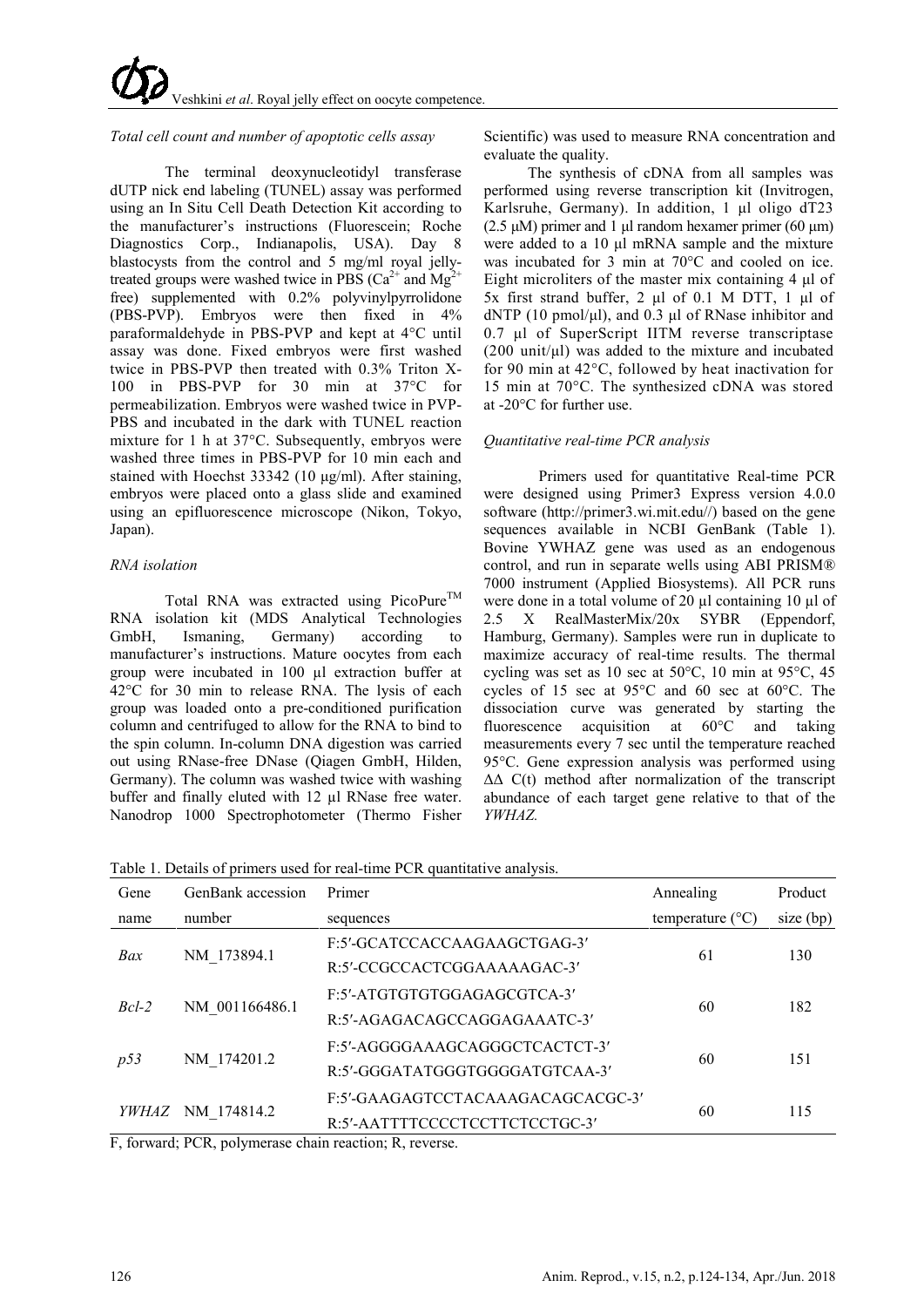*Total cell count and number of apoptotic cells assay*

The terminal deoxynucleotidyl transferase dUTP nick end labeling (TUNEL) assay was performed using an In Situ Cell Death Detection Kit according to the manufacturer's instructions (Fluorescein; Roche Diagnostics Corp., Indianapolis, USA). Day 8 blastocysts from the control and 5 mg/ml royal jelly-treated groups were washed twice in PBS ($Ca^{2+}$ and $Mg^{2+}$ free) supplemented with 0.2% polyvinylpyrrolidone (PBS-PVP). Embryos were then fixed in 4% paraformaldehyde in PBS-PVP and kept at 4°C until assay was done. Fixed embryos were first washed twice in PBS-PVP then treated with 0.3% Triton X-100 in PBS-PVP for 30 min at 37°C for permeabilization. Embryos were washed twice in PVP-PBS and incubated in the dark with TUNEL reaction mixture for 1 h at 37°C. Subsequently, embryos were washed three times in PBS-PVP for 10 min each and stained with Hoechst 33342 (10 μg/ml). After staining, embryos were placed onto a glass slide and examined using an epifluorescence microscope (Nikon, Tokyo, Japan).

*RNA isolation*

Total RNA was extracted using PicoPure™ RNA isolation kit (MDS Analytical Technologies GmbH, Ismaning, Germany) according to manufacturer's instructions. Mature oocytes from each group were incubated in 100 µl extraction buffer at 42°C for 30 min to release RNA. The lysis of each group was loaded onto a pre-conditioned purification column and centrifuged to allow for the RNA to bind to the spin column. In-column DNA digestion was carried out using RNase-free DNase (Qiagen GmbH, Hilden, Germany). The column was washed twice with washing buffer and finally eluted with 12 µl RNase free water. Nanodrop 1000 Spectrophotometer (Thermo Fisher Scientific) was used to measure RNA concentration and evaluate the quality.

The synthesis of cDNA from all samples was performed using reverse transcription kit (Invitrogen, Karlsruhe, Germany). In addition, 1 µl oligo dT23 (2.5 µM) primer and 1 µl random hexamer primer (60 µm) were added to a 10 µl mRNA sample and the mixture was incubated for 3 min at 70°C and cooled on ice. Eight microliters of the master mix containing 4 µl of 5x first strand buffer, 2 µl of 0.1 M DTT, 1 µl of dNTP (10 pmol/µl), and 0.3 µl of RNase inhibitor and 0.7 µl of SuperScript IITM reverse transcriptase (200 unit/µl) was added to the mixture and incubated for 90 min at 42°C, followed by heat inactivation for 15 min at 70°C. The synthesized cDNA was stored at -20°C for further use.

*Quantitative real-time PCR analysis*

Primers used for quantitative Real-time PCR were designed using Primer3 Express version 4.0.0 software (http://primer3.wi.mit.edu//) based on the gene sequences available in NCBI GenBank (Table 1). Bovine YWHAZ gene was used as an endogenous control, and run in separate wells using ABI PRISM® 7000 instrument (Applied Biosystems). All PCR runs were done in a total volume of 20 µl containing 10 µl of 2.5 X RealMasterMix/20x SYBR (Eppendorf, Hamburg, Germany). Samples were run in duplicate to maximize accuracy of real-time results. The thermal cycling was set as 10 sec at 50°C, 10 min at 95°C, 45 cycles of 15 sec at 95°C and 60 sec at 60°C. The dissociation curve was generated by starting the fluorescence acquisition at 60°C and taking measurements every 7 sec until the temperature reached 95°C. Gene expression analysis was performed using ΔΔ C(t) method after normalization of the transcript abundance of each target gene relative to that of the *YWHAZ*.

Table 1. Details of primers used for real-time PCR quantitative analysis.

| Gene name | GenBank accession number | Primer sequences | Annealing temperature (°C) | Product size (bp) |
|---|---|---|---|---|
| *Bax* | NM_173894.1 | F:5′-GCATCCACCAAGAAGCTGAG-3′<br>R:5′-CCGCCACTCGGAAAAAGAC-3′ | 61 | 130 |
| *Bcl-2* | NM_001166486.1 | F:5′-ATGTGTGTGGAGAGCGTCA-3′<br>R:5′-AGAGACAGCCAGGAGAAATC-3′ | 60 | 182 |
| *p53* | NM_174201.2 | F:5′-AGGGGAAAGCAGGGCTCACTCT-3′<br>R:5′-GGGATATGGGTGGGGATGTCAA-3′ | 60 | 151 |
| *YWHAZ* | NM_174814.2 | F:5′-GAAGAGTCCTACAAAGACAGCACGC-3′<br>R:5′-AATTTTCCCCTCCTTCTCCTGC-3′ | 60 | 115 |

F, forward; PCR, polymerase chain reaction; R, reverse.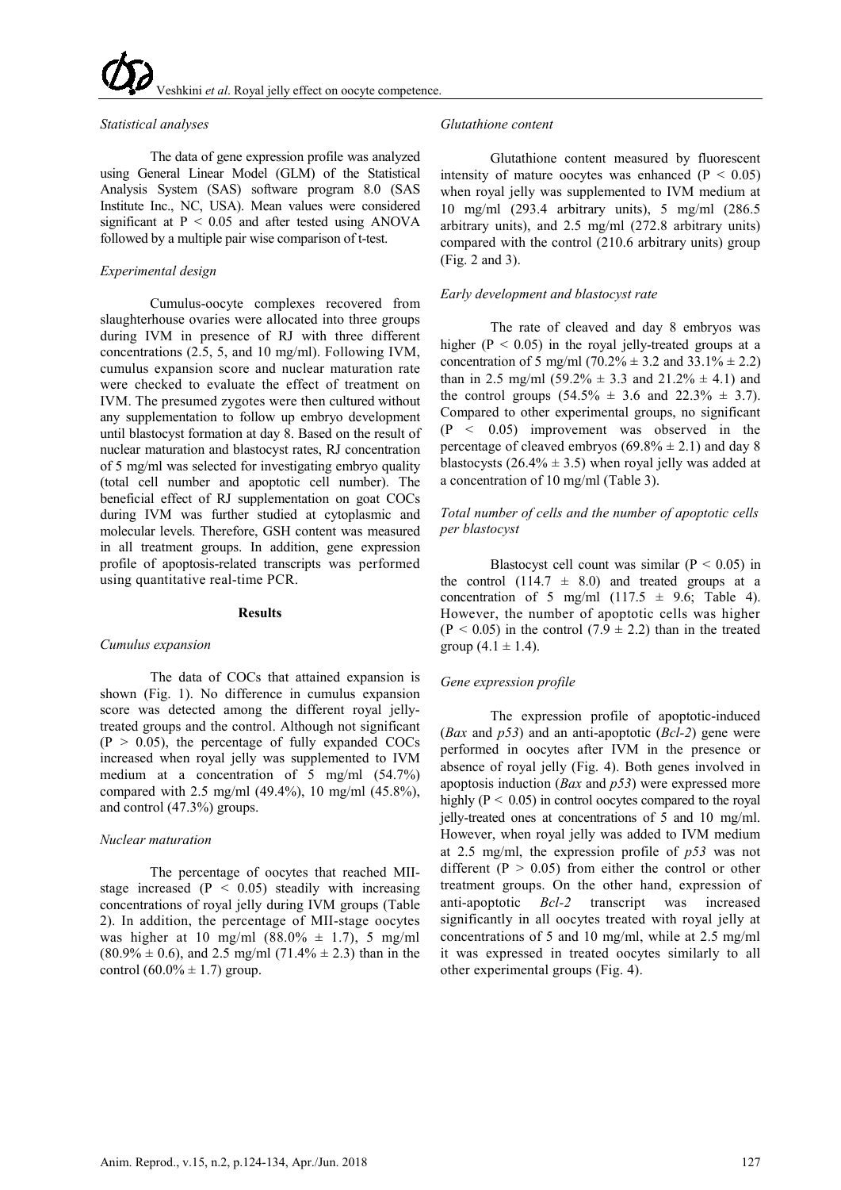### *Statistical analyses*

The data of gene expression profile was analyzed using General Linear Model (GLM) of the Statistical Analysis System (SAS) software program 8.0 (SAS Institute Inc., NC, USA). Mean values were considered significant at $P < 0.05$ and after tested using ANOVA followed by a multiple pair wise comparison of t-test.

### *Experimental design*

Cumulus-oocyte complexes recovered from slaughterhouse ovaries were allocated into three groups during IVM in presence of RJ with three different concentrations (2.5, 5, and 10 mg/ml). Following IVM, cumulus expansion score and nuclear maturation rate were checked to evaluate the effect of treatment on IVM. The presumed zygotes were then cultured without any supplementation to follow up embryo development until blastocyst formation at day 8. Based on the result of nuclear maturation and blastocyst rates, RJ concentration of 5 mg/ml was selected for investigating embryo quality (total cell number and apoptotic cell number). The beneficial effect of RJ supplementation on goat COCs during IVM was further studied at cytoplasmic and molecular levels. Therefore, GSH content was measured in all treatment groups. In addition, gene expression profile of apoptosis-related transcripts was performed using quantitative real-time PCR.

## Results

### *Cumulus expansion*

The data of COCs that attained expansion is shown (Fig. 1). No difference in cumulus expansion score was detected among the different royal jelly-treated groups and the control. Although not significant ($P > 0.05$), the percentage of fully expanded COCs increased when royal jelly was supplemented to IVM medium at a concentration of 5 mg/ml (54.7%) compared with 2.5 mg/ml (49.4%), 10 mg/ml (45.8%), and control (47.3%) groups.

### *Nuclear maturation*

The percentage of oocytes that reached MII-stage increased ($P < 0.05$) steadily with increasing concentrations of royal jelly during IVM groups (Table 2). In addition, the percentage of MII-stage oocytes was higher at 10 mg/ml (88.0% ± 1.7), 5 mg/ml (80.9% ± 0.6), and 2.5 mg/ml (71.4% ± 2.3) than in the control (60.0% ± 1.7) group.

### *Glutathione content*

Glutathione content measured by fluorescent intensity of mature oocytes was enhanced ($P < 0.05$) when royal jelly was supplemented to IVM medium at 10 mg/ml (293.4 arbitrary units), 5 mg/ml (286.5 arbitrary units), and 2.5 mg/ml (272.8 arbitrary units) compared with the control (210.6 arbitrary units) group (Fig. 2 and 3).

### *Early development and blastocyst rate*

The rate of cleaved and day 8 embryos was higher ($P < 0.05$) in the royal jelly-treated groups at a concentration of 5 mg/ml (70.2% ± 3.2 and 33.1% ± 2.2) than in 2.5 mg/ml (59.2% ± 3.3 and 21.2% ± 4.1) and the control groups (54.5% ± 3.6 and 22.3% ± 3.7). Compared to other experimental groups, no significant ($P < 0.05$) improvement was observed in the percentage of cleaved embryos (69.8% ± 2.1) and day 8 blastocysts (26.4% ± 3.5) when royal jelly was added at a concentration of 10 mg/ml (Table 3).

### *Total number of cells and the number of apoptotic cells per blastocyst*

Blastocyst cell count was similar ($P < 0.05$) in the control (114.7 ± 8.0) and treated groups at a concentration of 5 mg/ml (117.5 ± 9.6; Table 4). However, the number of apoptotic cells was higher ($P < 0.05$) in the control (7.9 ± 2.2) than in the treated group (4.1 ± 1.4).

### *Gene expression profile*

The expression profile of apoptotic-induced (*Bax* and *p53*) and an anti-apoptotic (*Bcl-2*) gene were performed in oocytes after IVM in the presence or absence of royal jelly (Fig. 4). Both genes involved in apoptosis induction (*Bax* and *p53*) were expressed more highly ($P < 0.05$) in control oocytes compared to the royal jelly-treated ones at concentrations of 5 and 10 mg/ml. However, when royal jelly was added to IVM medium at 2.5 mg/ml, the expression profile of *p53* was not different ($P > 0.05$) from either the control or other treatment groups. On the other hand, expression of anti-apoptotic *Bcl-2* transcript was increased significantly in all oocytes treated with royal jelly at concentrations of 5 and 10 mg/ml, while at 2.5 mg/ml it was expressed in treated oocytes similarly to all other experimental groups (Fig. 4).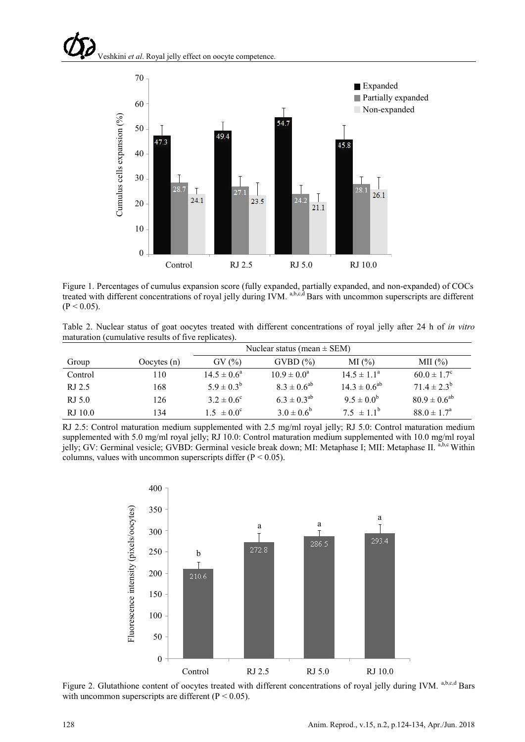Figure 1. Percentages of cumulus expansion score (fully expanded, partially expanded, and non-expanded) of COCs treated with different concentrations of royal jelly during IVM. [a,b,c,d] Bars with uncommon superscripts are different ($P < 0.05$).

Table 2. Nuclear status of goat oocytes treated with different concentrations of royal jelly after 24 h of *in vitro* maturation (cumulative results of five replicates).

| Group | Oocytes (n) | Nuclear status (mean ± SEM) | | | |
|---|---|---|---|---|---|
| | | GV (%) | GVBD (%) | MI (%) | MII (%) |
| Control | 110 | $14.5 \pm 0.6^a$ | $10.9 \pm 0.0^a$ | $14.5 \pm 1.1^a$ | $60.0 \pm 1.7^c$ |
| RJ 2.5 | 168 | $5.9 \pm 0.3^b$ | $8.3 \pm 0.6^{ab}$ | $14.3 \pm 0.6^{ab}$ | $71.4 \pm 2.3^b$ |
| RJ 5.0 | 126 | $3.2 \pm 0.6^c$ | $6.3 \pm 0.3^{ab}$ | $9.5 \pm 0.0^b$ | $80.9 \pm 0.6^{ab}$ |
| RJ 10.0 | 134 | $1.5 \pm 0.0^c$ | $3.0 \pm 0.6^b$ | $7.5 \pm 1.1^b$ | $88.0 \pm 1.7^a$ |

RJ 2.5: Control maturation medium supplemented with 2.5 mg/ml royal jelly; RJ 5.0: Control maturation medium supplemented with 5.0 mg/ml royal jelly; RJ 10.0: Control maturation medium supplemented with 10.0 mg/ml royal jelly; GV: Germinal vesicle; GVBD: Germinal vesicle break down; MI: Metaphase I; MII: Metaphase II. [a,b,c] Within columns, values with uncommon superscripts differ ($P < 0.05$).

Figure 2. Glutathione content of oocytes treated with different concentrations of royal jelly during IVM. [a,b,c,d] Bars with uncommon superscripts are different ($P < 0.05$).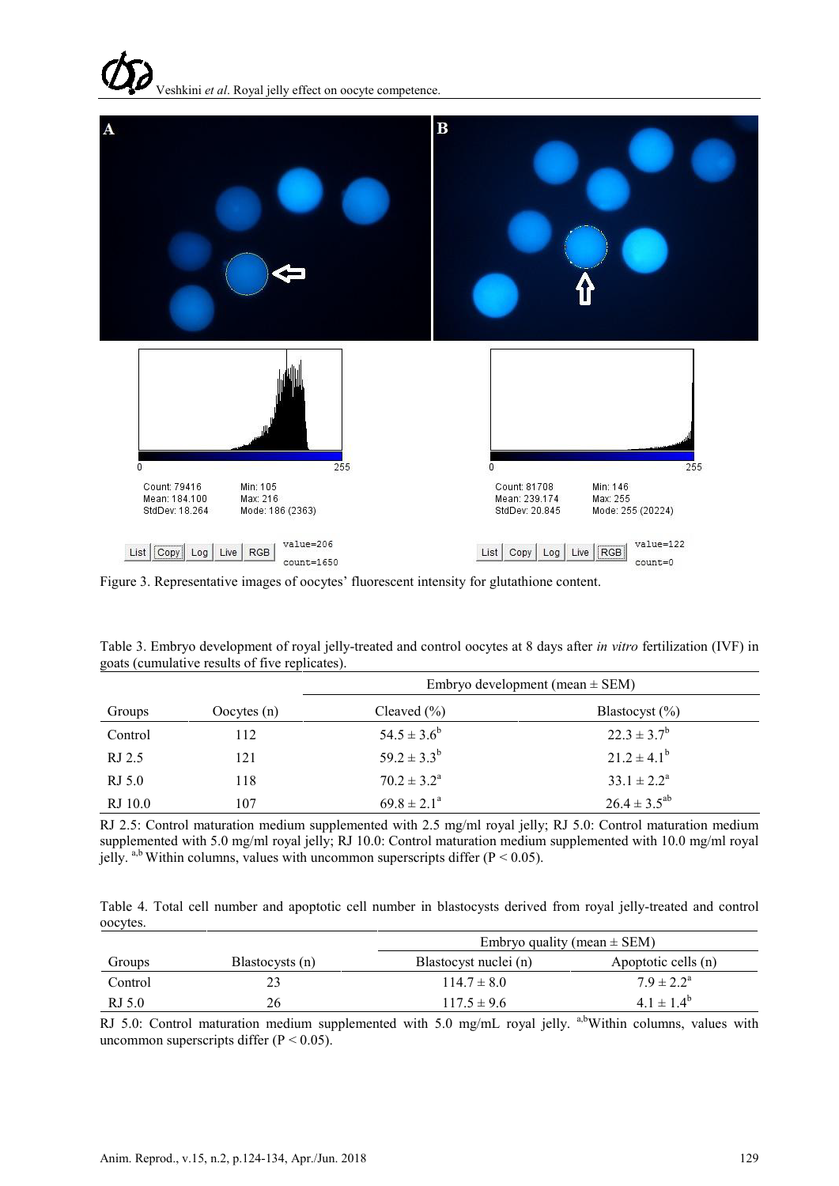Figure 3. Representative images of oocytes' fluorescent intensity for glutathione content.

Table 3. Embryo development of royal jelly-treated and control oocytes at 8 days after *in vitro* fertilization (IVF) in goats (cumulative results of five replicates).

| Groups | Oocytes (n) | Embryo development (mean ± SEM) | |
|---|---|---|---|
| | | Cleaved (%) | Blastocyst (%) |
| Control | 112 | $54.5 \pm 3.6^{b}$ | $22.3 \pm 3.7^{b}$ |
| RJ 2.5 | 121 | $59.2 \pm 3.3^{b}$ | $21.2 \pm 4.1^{b}$ |
| RJ 5.0 | 118 | $70.2 \pm 3.2^{a}$ | $33.1 \pm 2.2^{a}$ |
| RJ 10.0 | 107 | $69.8 \pm 2.1^{a}$ | $26.4 \pm 3.5^{ab}$ |

RJ 2.5: Control maturation medium supplemented with 2.5 mg/ml royal jelly; RJ 5.0: Control maturation medium supplemented with 5.0 mg/ml royal jelly; RJ 10.0: Control maturation medium supplemented with 10.0 mg/ml royal jelly. [a,b] Within columns, values with uncommon superscripts differ ($P < 0.05$).

Table 4. Total cell number and apoptotic cell number in blastocysts derived from royal jelly-treated and control oocytes.

| Groups | Blastocysts (n) | Embryo quality (mean ± SEM) | |
|---|---|---|---|
| | | Blastocyst nuclei (n) | Apoptotic cells (n) |
| Control | 23 | $114.7 \pm 8.0$ | $7.9 \pm 2.2^{a}$ |
| RJ 5.0 | 26 | $117.5 \pm 9.6$ | $4.1 \pm 1.4^{b}$ |

RJ 5.0: Control maturation medium supplemented with 5.0 mg/mL royal jelly. [a,b]Within columns, values with uncommon superscripts differ ($P < 0.05$).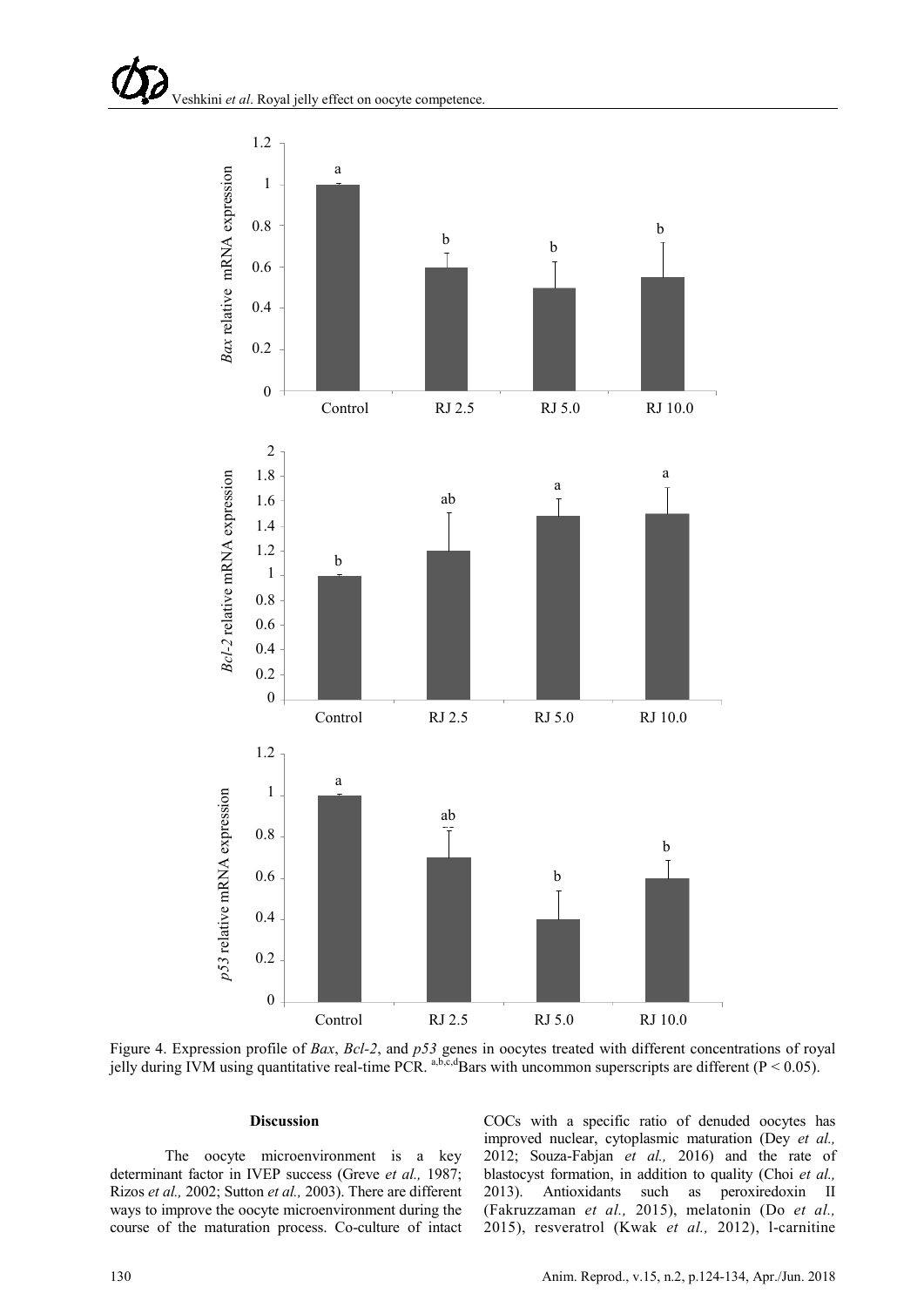Figure 4. Expression profile of *Bax*, *Bcl-2*, and *p53* genes in oocytes treated with different concentrations of royal jelly during IVM using quantitative real-time PCR. [a,b,c,d]Bars with uncommon superscripts are different ($P < 0.05$).

## Discussion

The oocyte microenvironment is a key determinant factor in IVEP success (Greve *et al.,* 1987; Rizos *et al.,* 2002; Sutton *et al.,* 2003). There are different ways to improve the oocyte microenvironment during the course of the maturation process. Co-culture of intact COCs with a specific ratio of denuded oocytes has improved nuclear, cytoplasmic maturation (Dey *et al.,* 2012; Souza-Fabjan *et al.,* 2016) and the rate of blastocyst formation, in addition to quality (Choi *et al.,* 2013). Antioxidants such as peroxiredoxin II (Fakruzzaman *et al.,* 2015), melatonin (Do *et al.,* 2015), resveratrol (Kwak *et al.,* 2012), l-carnitine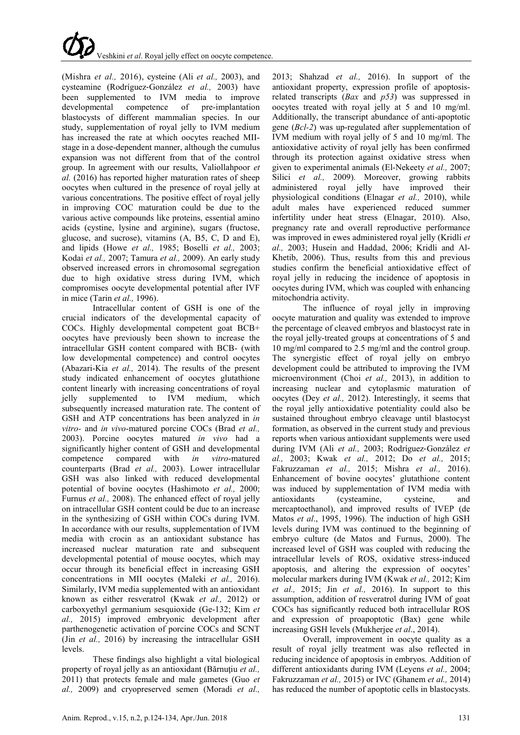(Mishra *et al.,* 2016), cysteine (Ali *et al.,* 2003), and cysteamine (Rodríguez-González *et al.,* 2003) have been supplemented to IVM media to improve developmental competence of pre-implantation blastocysts of different mammalian species. In our study, supplementation of royal jelly to IVM medium has increased the rate at which oocytes reached MII-stage in a dose-dependent manner, although the cumulus expansion was not different from that of the control group. In agreement with our results, Valiollahpoor *et al.* (2016) has reported higher maturation rates of sheep oocytes when cultured in the presence of royal jelly at various concentrations. The positive effect of royal jelly in improving COC maturation could be due to the various active compounds like proteins, essential amino acids (cystine, lysine and arginine), sugars (fructose, glucose, and sucrose), vitamins (A, B5, C, D and E), and lipids (Howe *et al.,* 1985; Boselli *et al.,* 2003; Kodai *et al.,* 2007; Tamura *et al.,* 2009). An early study observed increased errors in chromosomal segregation due to high oxidative stress during IVM, which compromises oocyte developmental potential after IVF in mice (Tarin *et al.,* 1996).

Intracellular content of GSH is one of the crucial indicators of the developmental capacity of COCs. Highly developmental competent goat BCB+ oocytes have previously been shown to increase the intracellular GSH content compared with BCB- (with low developmental competence) and control oocytes (Abazari-Kia *et al.,* 2014). The results of the present study indicated enhancement of oocytes glutathione content linearly with increasing concentrations of royal jelly supplemented to IVM medium, which subsequently increased maturation rate. The content of GSH and ATP concentrations has been analyzed in *in vitro*- and *in vivo*-matured porcine COCs (Brad *et al.,* 2003). Porcine oocytes matured *in vivo* had a significantly higher content of GSH and developmental competence compared with *in vitro*-matured counterparts (Brad *et al.,* 2003). Lower intracellular GSH was also linked with reduced developmental potential of bovine oocytes (Hashimoto *et al.,* 2000; Furnus *et al.,* 2008). The enhanced effect of royal jelly on intracellular GSH content could be due to an increase in the synthesizing of GSH within COCs during IVM. In accordance with our results, supplementation of IVM media with crocin as an antioxidant substance has increased nuclear maturation rate and subsequent developmental potential of mouse oocytes, which may occur through its beneficial effect in increasing GSH concentrations in MII oocytes (Maleki *et al.,* 2016). Similarly, IVM media supplemented with an antioxidant known as either resveratrol (Kwak *et al.,* 2012) or carboxyethyl germanium sesquioxide (Ge-132; Kim *et al.,* 2015) improved embryonic development after parthenogenetic activation of porcine COCs and SCNT (Jin *et al.,* 2016) by increasing the intracellular GSH levels.

These findings also highlight a vital biological property of royal jelly as an antioxidant (Bărnuțiu *et al.,* 2011) that protects female and male gametes (Guo *et al.,* 2009) and cryopreserved semen (Moradi *et al.,* 2013; Shahzad *et al.,* 2016). In support of the antioxidant property, expression profile of apoptosis-related transcripts (*Bax* and *p53*) was suppressed in oocytes treated with royal jelly at 5 and 10 mg/ml. Additionally, the transcript abundance of anti-apoptotic gene (*Bcl-2*) was up-regulated after supplementation of IVM medium with royal jelly of 5 and 10 mg/ml. The antioxidative activity of royal jelly has been confirmed through its protection against oxidative stress when given to experimental animals (El-Nekeety *et al.,* 2007; Silici *et al.,* 2009). Moreover, growing rabbits administered royal jelly have improved their physiological conditions (Elnagar *et al.,* 2010), while adult males have experienced reduced summer infertility under heat stress (Elnagar, 2010). Also, pregnancy rate and overall reproductive performance was improved in ewes administered royal jelly (Kridli *et al.,* 2003; Husein and Haddad, 2006; Kridli and Al-Khetib, 2006). Thus, results from this and previous studies confirm the beneficial antioxidative effect of royal jelly in reducing the incidence of apoptosis in oocytes during IVM, which was coupled with enhancing mitochondria activity.

The influence of royal jelly in improving oocyte maturation and quality was extended to improve the percentage of cleaved embryos and blastocyst rate in the royal jelly-treated groups at concentrations of 5 and 10 mg/ml compared to 2.5 mg/ml and the control group. The synergistic effect of royal jelly on embryo development could be attributed to improving the IVM microenvironment (Choi *et al.,* 2013), in addition to increasing nuclear and cytoplasmic maturation of oocytes (Dey *et al.,* 2012). Interestingly, it seems that the royal jelly antioxidative potentiality could also be sustained throughout embryo cleavage until blastocyst formation, as observed in the current study and previous reports when various antioxidant supplements were used during IVM (Ali *et al.,* 2003; Rodríguez-González *et al.,* 2003; Kwak *et al.,* 2012; Do *et al.,* 2015; Fakruzzaman *et al.,* 2015; Mishra *et al.,* 2016). Enhancement of bovine oocytes' glutathione content was induced by supplementation of IVM media with antioxidants (cysteamine, cysteine, and mercaptoethanol), and improved results of IVEP (de Matos *et al*., 1995, 1996). The induction of high GSH levels during IVM was continued to the beginning of embryo culture (de Matos and Furnus, 2000). The increased level of GSH was coupled with reducing the intracellular levels of ROS, oxidative stress-induced apoptosis, and altering the expression of oocytes' molecular markers during IVM (Kwak *et al.,* 2012; Kim *et al.,* 2015; Jin *et al.,* 2016). In support to this assumption, addition of resveratrol during IVM of goat COCs has significantly reduced both intracellular ROS and expression of proapoptotic (Bax) gene while increasing GSH levels (Mukherjee *et al*., 2014).

Overall, improvement in oocyte quality as a result of royal jelly treatment was also reflected in reducing incidence of apoptosis in embryos. Addition of different antioxidants during IVM (Leyens *et al.,* 2004; Fakruzzaman *et al.,* 2015) or IVC (Ghanem *et al.,* 2014) has reduced the number of apoptotic cells in blastocysts.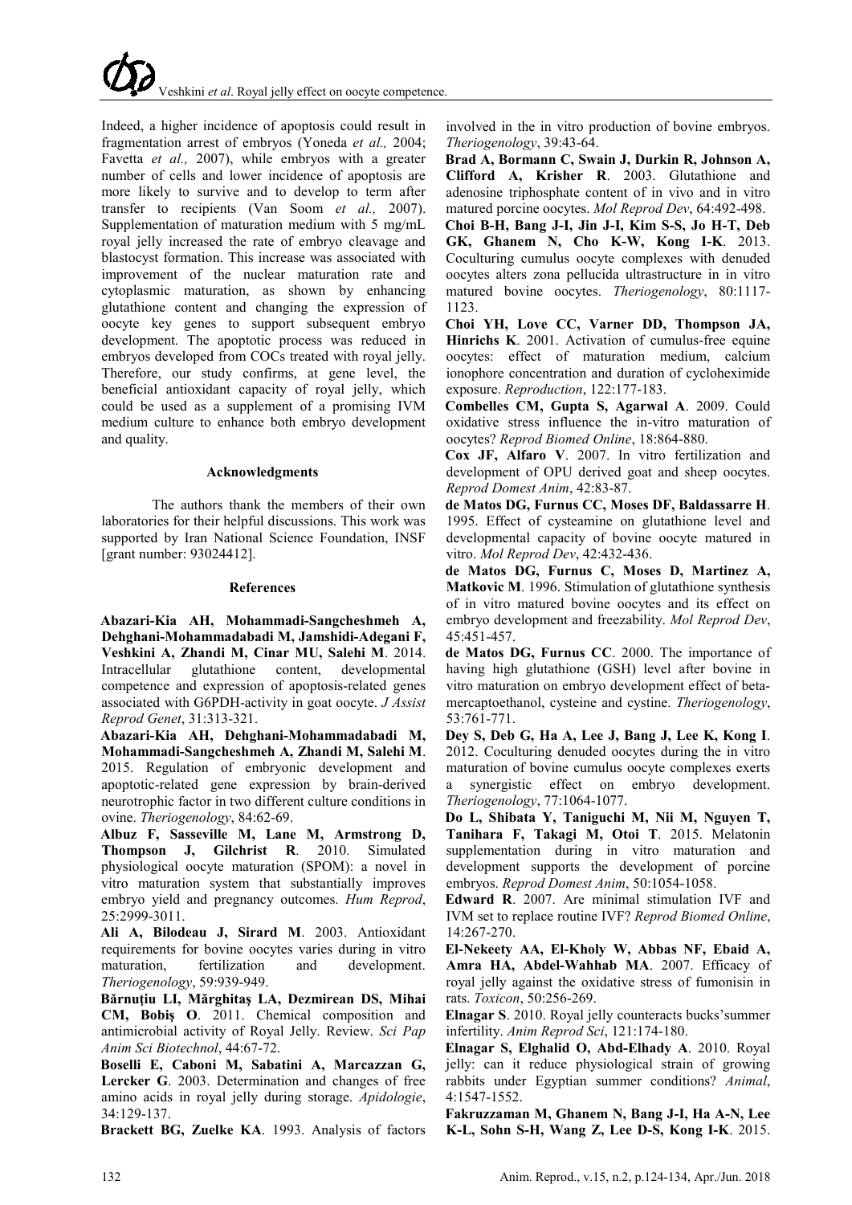Indeed, a higher incidence of apoptosis could result in fragmentation arrest of embryos (Yoneda *et al.,* 2004; Favetta *et al.,* 2007), while embryos with a greater number of cells and lower incidence of apoptosis are more likely to survive and to develop to term after transfer to recipients (Van Soom *et al.,* 2007). Supplementation of maturation medium with 5 mg/mL royal jelly increased the rate of embryo cleavage and blastocyst formation. This increase was associated with improvement of the nuclear maturation rate and cytoplasmic maturation, as shown by enhancing glutathione content and changing the expression of oocyte key genes to support subsequent embryo development. The apoptotic process was reduced in embryos developed from COCs treated with royal jelly. Therefore, our study confirms, at gene level, the beneficial antioxidant capacity of royal jelly, which could be used as a supplement of a promising IVM medium culture to enhance both embryo development and quality.

## Acknowledgments

The authors thank the members of their own laboratories for their helpful discussions. This work was supported by Iran National Science Foundation, INSF [grant number: 93024412].

## References

**Abazari-Kia AH, Mohammadi-Sangcheshmeh A, Dehghani-Mohammadabadi M, Jamshidi-Adegani F, Veshkini A, Zhandi M, Cinar MU, Salehi M**. 2014. Intracellular glutathione content, developmental competence and expression of apoptosis-related genes associated with G6PDH-activity in goat oocyte. *J Assist Reprod Genet*, 31:313-321.

**Abazari-Kia AH, Dehghani-Mohammadabadi M, Mohammadi-Sangcheshmeh A, Zhandi M, Salehi M**. 2015. Regulation of embryonic development and apoptotic-related gene expression by brain-derived neurotrophic factor in two different culture conditions in ovine. *Theriogenology*, 84:62-69.

**Albuz F, Sasseville M, Lane M, Armstrong D, Thompson J, Gilchrist R**. 2010. Simulated physiological oocyte maturation (SPOM): a novel in vitro maturation system that substantially improves embryo yield and pregnancy outcomes. *Hum Reprod*, 25:2999-3011.

**Ali A, Bilodeau J, Sirard M**. 2003. Antioxidant requirements for bovine oocytes varies during in vitro maturation, fertilization and development. *Theriogenology*, 59:939-949.

**Bărnuţiu LI, Mărghitaş LA, Dezmirean DS, Mihai CM, Bobiş O**. 2011. Chemical composition and antimicrobial activity of Royal Jelly. Review. *Sci Pap Anim Sci Biotechnol*, 44:67-72.

**Boselli E, Caboni M, Sabatini A, Marcazzan G, Lercker G**. 2003. Determination and changes of free amino acids in royal jelly during storage. *Apidologie*, 34:129-137.

**Brackett BG, Zuelke KA**. 1993. Analysis of factors involved in the in vitro production of bovine embryos. *Theriogenology*, 39:43-64.

**Brad A, Bormann C, Swain J, Durkin R, Johnson A, Clifford A, Krisher R**. 2003. Glutathione and adenosine triphosphate content of in vivo and in vitro matured porcine oocytes. *Mol Reprod Dev*, 64:492-498.

**Choi B-H, Bang J-I, Jin J-I, Kim S-S, Jo H-T, Deb GK, Ghanem N, Cho K-W, Kong I-K**. 2013. Coculturing cumulus oocyte complexes with denuded oocytes alters zona pellucida ultrastructure in in vitro matured bovine oocytes. *Theriogenology*, 80:1117-1123.

**Choi YH, Love CC, Varner DD, Thompson JA, Hinrichs K**. 2001. Activation of cumulus-free equine oocytes: effect of maturation medium, calcium ionophore concentration and duration of cycloheximide exposure. *Reproduction*, 122:177-183.

**Combelles CM, Gupta S, Agarwal A**. 2009. Could oxidative stress influence the in-vitro maturation of oocytes? *Reprod Biomed Online*, 18:864-880.

**Cox JF, Alfaro V**. 2007. In vitro fertilization and development of OPU derived goat and sheep oocytes. *Reprod Domest Anim*, 42:83-87.

**de Matos DG, Furnus CC, Moses DF, Baldassarre H**. 1995. Effect of cysteamine on glutathione level and developmental capacity of bovine oocyte matured in vitro. *Mol Reprod Dev*, 42:432-436.

**de Matos DG, Furnus C, Moses D, Martinez A, Matkovic M**. 1996. Stimulation of glutathione synthesis of in vitro matured bovine oocytes and its effect on embryo development and freezability. *Mol Reprod Dev*, 45:451-457.

**de Matos DG, Furnus CC**. 2000. The importance of having high glutathione (GSH) level after bovine in vitro maturation on embryo development effect of beta-mercaptoethanol, cysteine and cystine. *Theriogenology*, 53:761-771.

**Dey S, Deb G, Ha A, Lee J, Bang J, Lee K, Kong I**. 2012. Coculturing denuded oocytes during the in vitro maturation of bovine cumulus oocyte complexes exerts a synergistic effect on embryo development. *Theriogenology*, 77:1064-1077.

**Do L, Shibata Y, Taniguchi M, Nii M, Nguyen T, Tanihara F, Takagi M, Otoi T**. 2015. Melatonin supplementation during in vitro maturation and development supports the development of porcine embryos. *Reprod Domest Anim*, 50:1054-1058.

**Edward R**. 2007. Are minimal stimulation IVF and IVM set to replace routine IVF? *Reprod Biomed Online*, 14:267-270.

**El-Nekeety AA, El-Kholy W, Abbas NF, Ebaid A, Amra HA, Abdel-Wahhab MA**. 2007. Efficacy of royal jelly against the oxidative stress of fumonisin in rats. *Toxicon*, 50:256-269.

**Elnagar S**. 2010. Royal jelly counteracts bucks'summer infertility. *Anim Reprod Sci*, 121:174-180.

**Elnagar S, Elghalid O, Abd-Elhady A**. 2010. Royal jelly: can it reduce physiological strain of growing rabbits under Egyptian summer conditions? *Animal*, 4:1547-1552.

**Fakruzzaman M, Ghanem N, Bang J-I, Ha A-N, Lee K-L, Sohn S-H, Wang Z, Lee D-S, Kong I-K**. 2015.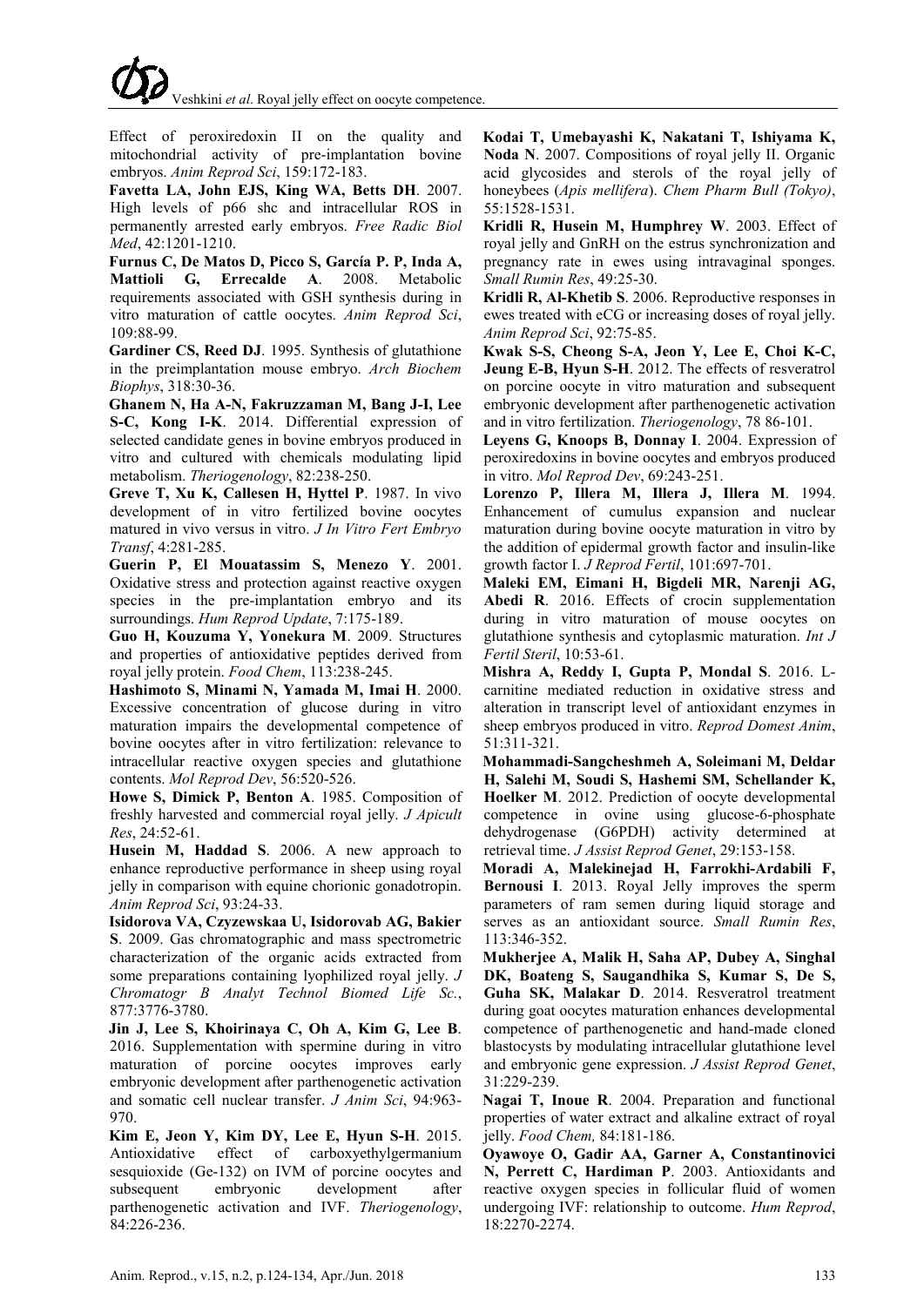Effect of peroxiredoxin II on the quality and mitochondrial activity of pre-implantation bovine embryos. *Anim Reprod Sci*, 159:172-183.

**Favetta LA, John EJS, King WA, Betts DH**. 2007. High levels of p66 shc and intracellular ROS in permanently arrested early embryos. *Free Radic Biol Med*, 42:1201-1210.

**Furnus C, De Matos D, Picco S, García P. P, Inda A, Mattioli G, Errecalde A**. 2008. Metabolic requirements associated with GSH synthesis during in vitro maturation of cattle oocytes. *Anim Reprod Sci*, 109:88-99.

**Gardiner CS, Reed DJ**. 1995. Synthesis of glutathione in the preimplantation mouse embryo. *Arch Biochem Biophys*, 318:30-36.

**Ghanem N, Ha A-N, Fakruzzaman M, Bang J-I, Lee S-C, Kong I-K**. 2014. Differential expression of selected candidate genes in bovine embryos produced in vitro and cultured with chemicals modulating lipid metabolism. *Theriogenology*, 82:238-250.

**Greve T, Xu K, Callesen H, Hyttel P**. 1987. In vivo development of in vitro fertilized bovine oocytes matured in vivo versus in vitro. *J In Vitro Fert Embryo Transf*, 4:281-285.

**Guerin P, El Mouatassim S, Menezo Y**. 2001. Oxidative stress and protection against reactive oxygen species in the pre-implantation embryo and its surroundings. *Hum Reprod Update*, 7:175-189.

**Guo H, Kouzuma Y, Yonekura M**. 2009. Structures and properties of antioxidative peptides derived from royal jelly protein. *Food Chem*, 113:238-245.

**Hashimoto S, Minami N, Yamada M, Imai H**. 2000. Excessive concentration of glucose during in vitro maturation impairs the developmental competence of bovine oocytes after in vitro fertilization: relevance to intracellular reactive oxygen species and glutathione contents. *Mol Reprod Dev*, 56:520-526.

**Howe S, Dimick P, Benton A**. 1985. Composition of freshly harvested and commercial royal jelly. *J Apicult Res*, 24:52-61.

**Husein M, Haddad S**. 2006. A new approach to enhance reproductive performance in sheep using royal jelly in comparison with equine chorionic gonadotropin. *Anim Reprod Sci*, 93:24-33.

**Isidorova VA, Czyzewskaa U, Isidorovab AG, Bakier S**. 2009. Gas chromatographic and mass spectrometric characterization of the organic acids extracted from some preparations containing lyophilized royal jelly. *J Chromatogr B Analyt Technol Biomed Life Sc.*, 877:3776-3780.

**Jin J, Lee S, Khoirinaya C, Oh A, Kim G, Lee B**. 2016. Supplementation with spermine during in vitro maturation of porcine oocytes improves early embryonic development after parthenogenetic activation and somatic cell nuclear transfer. *J Anim Sci*, 94:963-970.

**Kim E, Jeon Y, Kim DY, Lee E, Hyun S-H**. 2015. Antioxidative effect of carboxyethylgermanium sesquioxide (Ge-132) on IVM of porcine oocytes and subsequent embryonic development after parthenogenetic activation and IVF. *Theriogenology*, 84:226-236.

**Kodai T, Umebayashi K, Nakatani T, Ishiyama K, Noda N**. 2007. Compositions of royal jelly II. Organic acid glycosides and sterols of the royal jelly of honeybees (*Apis mellifera*). *Chem Pharm Bull (Tokyo)*, 55:1528-1531.

**Kridli R, Husein M, Humphrey W**. 2003. Effect of royal jelly and GnRH on the estrus synchronization and pregnancy rate in ewes using intravaginal sponges. *Small Rumin Res*, 49:25-30.

**Kridli R, Al-Khetib S**. 2006. Reproductive responses in ewes treated with eCG or increasing doses of royal jelly. *Anim Reprod Sci*, 92:75-85.

**Kwak S-S, Cheong S-A, Jeon Y, Lee E, Choi K-C, Jeung E-B, Hyun S-H**. 2012. The effects of resveratrol on porcine oocyte in vitro maturation and subsequent embryonic development after parthenogenetic activation and in vitro fertilization. *Theriogenology*, 78 86-101.

**Leyens G, Knoops B, Donnay I**. 2004. Expression of peroxiredoxins in bovine oocytes and embryos produced in vitro. *Mol Reprod Dev*, 69:243-251.

**Lorenzo P, Illera M, Illera J, Illera M**. 1994. Enhancement of cumulus expansion and nuclear maturation during bovine oocyte maturation in vitro by the addition of epidermal growth factor and insulin-like growth factor I. *J Reprod Fertil*, 101:697-701.

**Maleki EM, Eimani H, Bigdeli MR, Narenji AG, Abedi R**. 2016. Effects of crocin supplementation during in vitro maturation of mouse oocytes on glutathione synthesis and cytoplasmic maturation. *Int J Fertil Steril*, 10:53-61.

**Mishra A, Reddy I, Gupta P, Mondal S**. 2016. L-carnitine mediated reduction in oxidative stress and alteration in transcript level of antioxidant enzymes in sheep embryos produced in vitro. *Reprod Domest Anim*, 51:311-321.

**Mohammadi-Sangcheshmeh A, Soleimani M, Deldar H, Salehi M, Soudi S, Hashemi SM, Schellander K, Hoelker M**. 2012. Prediction of oocyte developmental competence in ovine using glucose-6-phosphate dehydrogenase (G6PDH) activity determined at retrieval time. *J Assist Reprod Genet*, 29:153-158.

**Moradi A, Malekinejad H, Farrokhi-Ardabili F, Bernousi I**. 2013. Royal Jelly improves the sperm parameters of ram semen during liquid storage and serves as an antioxidant source. *Small Rumin Res*, 113:346-352.

**Mukherjee A, Malik H, Saha AP, Dubey A, Singhal DK, Boateng S, Saugandhika S, Kumar S, De S, Guha SK, Malakar D**. 2014. Resveratrol treatment during goat oocytes maturation enhances developmental competence of parthenogenetic and hand-made cloned blastocysts by modulating intracellular glutathione level and embryonic gene expression. *J Assist Reprod Genet*, 31:229-239.

**Nagai T, Inoue R**. 2004. Preparation and functional properties of water extract and alkaline extract of royal jelly. *Food Chem,* 84:181-186.

**Oyawoye O, Gadir AA, Garner A, Constantinovici N, Perrett C, Hardiman P**. 2003. Antioxidants and reactive oxygen species in follicular fluid of women undergoing IVF: relationship to outcome. *Hum Reprod*, 18:2270-2274.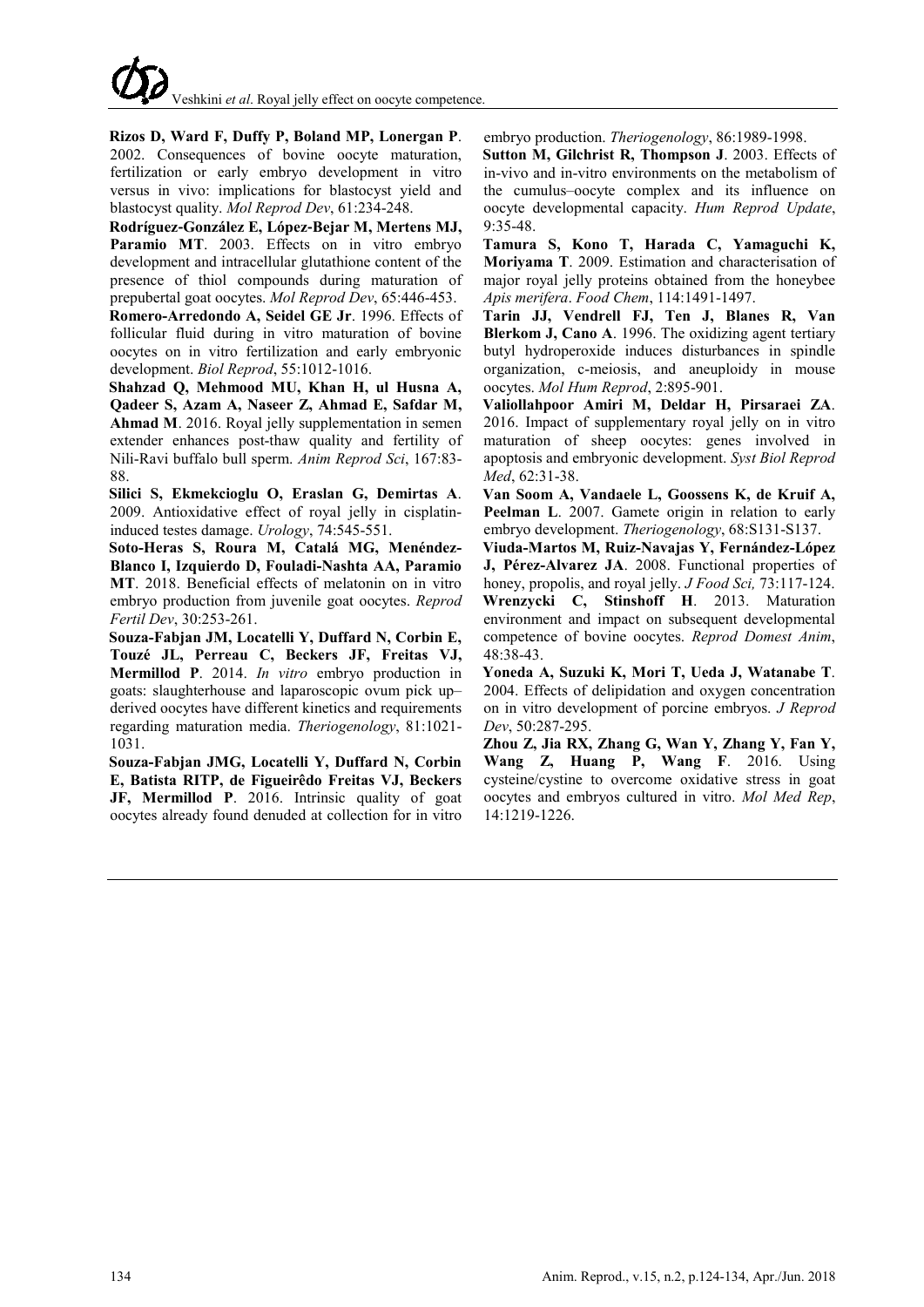**Rizos D, Ward F, Duffy P, Boland MP, Lonergan P**. 2002. Consequences of bovine oocyte maturation, fertilization or early embryo development in vitro versus in vivo: implications for blastocyst yield and blastocyst quality. *Mol Reprod Dev*, 61:234-248.

**Rodríguez-González E, López-Bejar M, Mertens MJ, Paramio MT**. 2003. Effects on in vitro embryo development and intracellular glutathione content of the presence of thiol compounds during maturation of prepubertal goat oocytes. *Mol Reprod Dev*, 65:446-453.

**Romero-Arredondo A, Seidel GE Jr**. 1996. Effects of follicular fluid during in vitro maturation of bovine oocytes on in vitro fertilization and early embryonic development. *Biol Reprod*, 55:1012-1016.

**Shahzad Q, Mehmood MU, Khan H, ul Husna A, Qadeer S, Azam A, Naseer Z, Ahmad E, Safdar M, Ahmad M**. 2016. Royal jelly supplementation in semen extender enhances post-thaw quality and fertility of Nili-Ravi buffalo bull sperm. *Anim Reprod Sci*, 167:83-88.

**Silici S, Ekmekcioglu O, Eraslan G, Demirtas A**. 2009. Antioxidative effect of royal jelly in cisplatin-induced testes damage. *Urology*, 74:545-551.

**Soto-Heras S, Roura M, Catalá MG, Menéndez-Blanco I, Izquierdo D, Fouladi-Nashta AA, Paramio MT**. 2018. Beneficial effects of melatonin on in vitro embryo production from juvenile goat oocytes. *Reprod Fertil Dev*, 30:253-261.

**Souza-Fabjan JM, Locatelli Y, Duffard N, Corbin E, Touzé JL, Perreau C, Beckers JF, Freitas VJ, Mermillod P**. 2014. *In vitro* embryo production in goats: slaughterhouse and laparoscopic ovum pick up–derived oocytes have different kinetics and requirements regarding maturation media. *Theriogenology*, 81:1021-1031.

**Souza-Fabjan JMG, Locatelli Y, Duffard N, Corbin E, Batista RITP, de Figueirêdo Freitas VJ, Beckers JF, Mermillod P**. 2016. Intrinsic quality of goat oocytes already found denuded at collection for in vitro embryo production. *Theriogenology*, 86:1989-1998.

**Sutton M, Gilchrist R, Thompson J**. 2003. Effects of in-vivo and in-vitro environments on the metabolism of the cumulus–oocyte complex and its influence on oocyte developmental capacity. *Hum Reprod Update*, 9:35-48.

**Tamura S, Kono T, Harada C, Yamaguchi K, Moriyama T**. 2009. Estimation and characterisation of major royal jelly proteins obtained from the honeybee *Apis merifera*. *Food Chem*, 114:1491-1497.

**Tarin JJ, Vendrell FJ, Ten J, Blanes R, Van Blerkom J, Cano A**. 1996. The oxidizing agent tertiary butyl hydroperoxide induces disturbances in spindle organization, c-meiosis, and aneuploidy in mouse oocytes. *Mol Hum Reprod*, 2:895-901.

**Valiollahpoor Amiri M, Deldar H, Pirsaraei ZA**. 2016. Impact of supplementary royal jelly on in vitro maturation of sheep oocytes: genes involved in apoptosis and embryonic development. *Syst Biol Reprod Med*, 62:31-38.

**Van Soom A, Vandaele L, Goossens K, de Kruif A, Peelman L**. 2007. Gamete origin in relation to early embryo development. *Theriogenology*, 68:S131-S137.

**Viuda-Martos M, Ruiz-Navajas Y, Fernández-López J, Pérez-Alvarez JA**. 2008. Functional properties of honey, propolis, and royal jelly. *J Food Sci,* 73:117-124.

**Wrenzycki C, Stinshoff H**. 2013. Maturation environment and impact on subsequent developmental competence of bovine oocytes. *Reprod Domest Anim*, 48:38-43.

**Yoneda A, Suzuki K, Mori T, Ueda J, Watanabe T**. 2004. Effects of delipidation and oxygen concentration on in vitro development of porcine embryos. *J Reprod Dev*, 50:287-295.

**Zhou Z, Jia RX, Zhang G, Wan Y, Zhang Y, Fan Y, Wang Z, Huang P, Wang F**. 2016. Using cysteine/cystine to overcome oxidative stress in goat oocytes and embryos cultured in vitro. *Mol Med Rep*, 14:1219-1226.